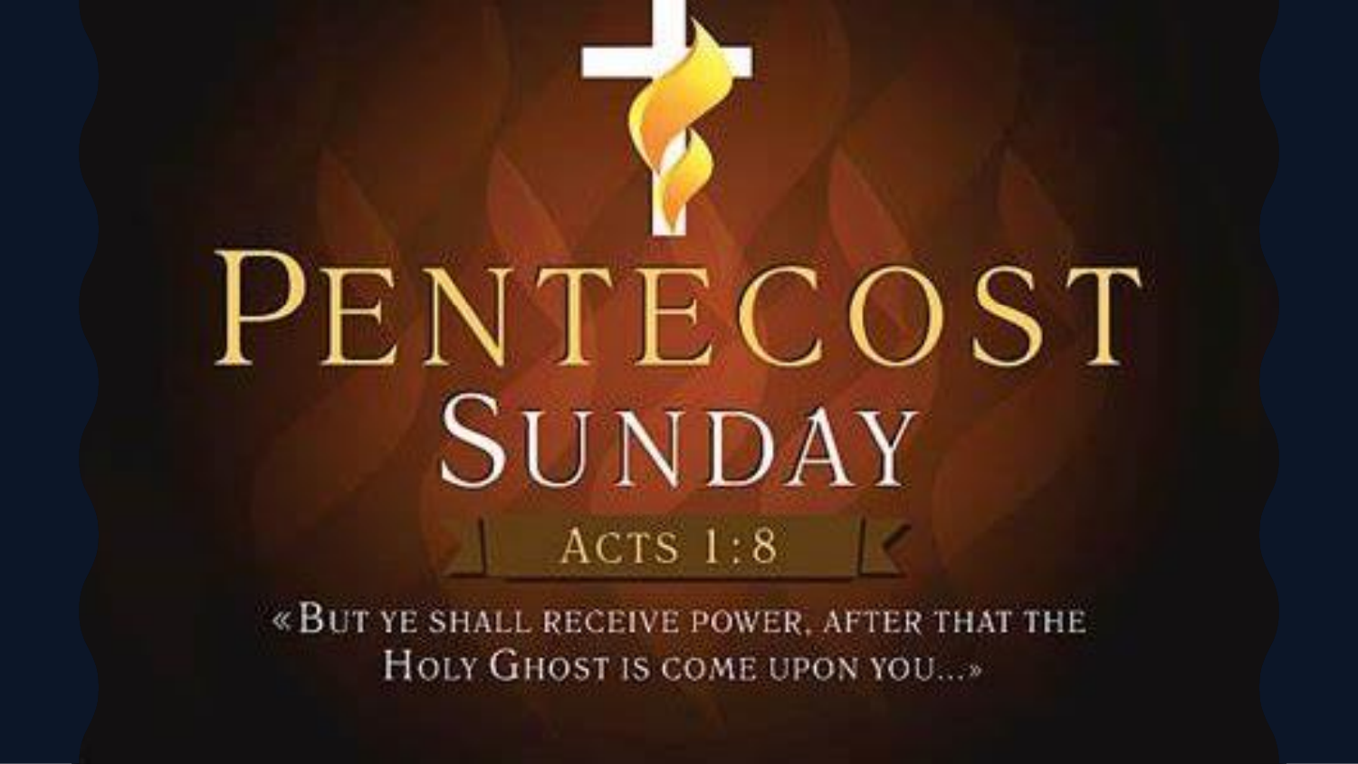# Pentecost Sunday

## Acts 1:8

«But ye shall receive power, after that the Holy Ghost is come upon you...»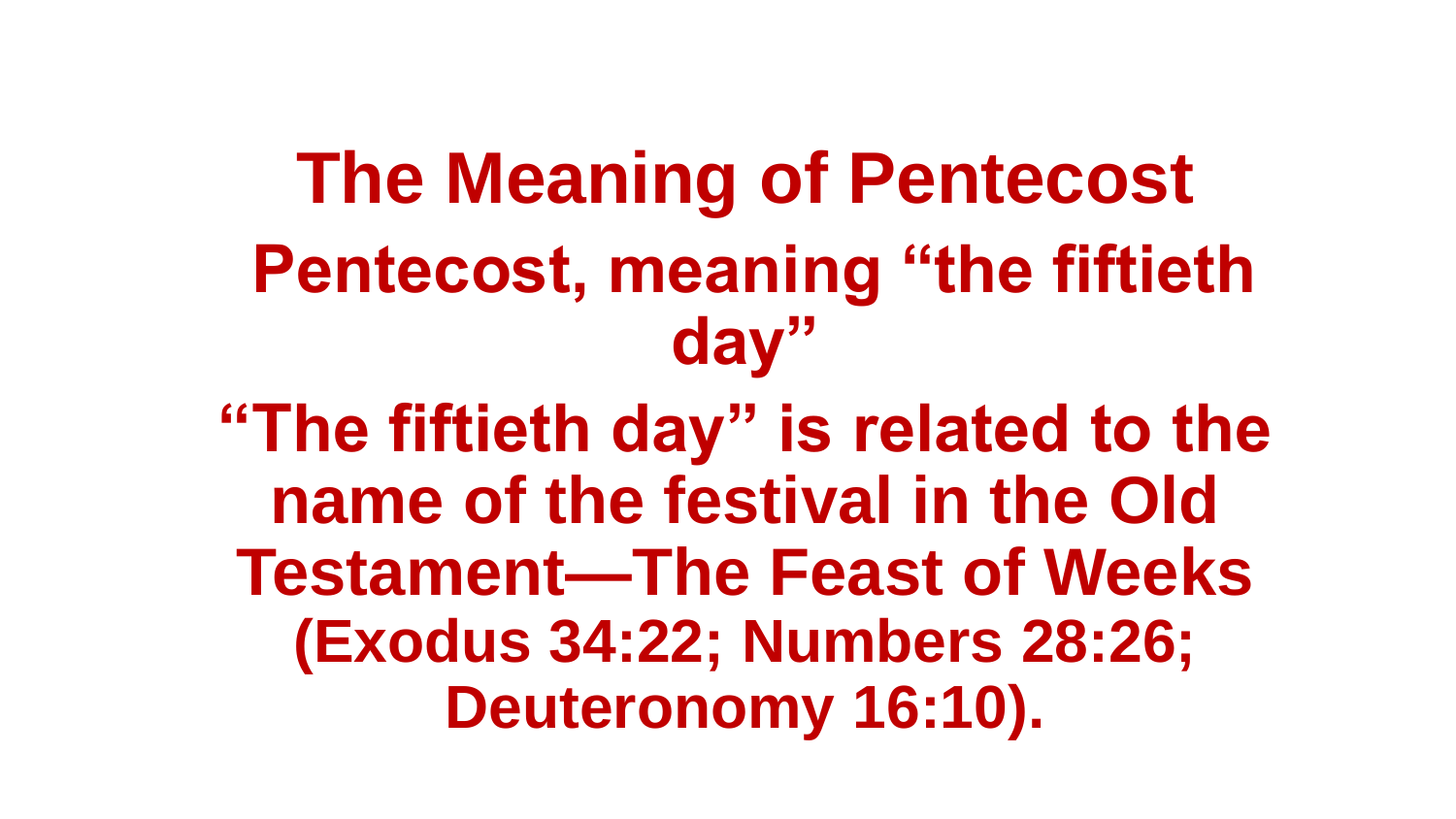# The Meaning of Pentecost

**Pentecost, meaning "the fiftieth day"**

**"The fiftieth day" is related to the name of the festival in the Old Testament—The Feast of Weeks (Exodus 34:22; Numbers 28:26; Deuteronomy 16:10).**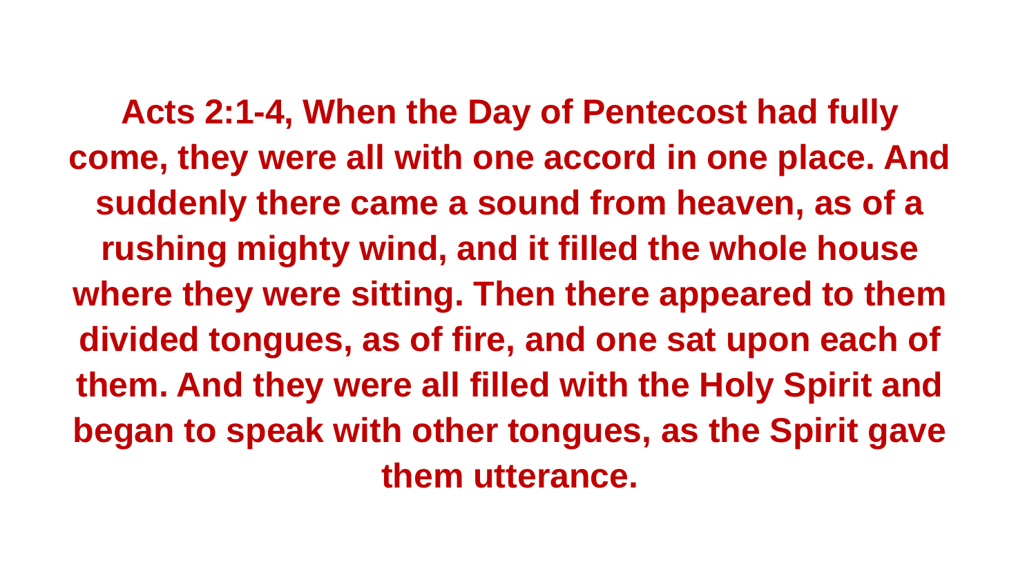**Acts 2:1-4, When the Day of Pentecost had fully come, they were all with one accord in one place. And suddenly there came a sound from heaven, as of a rushing mighty wind, and it filled the whole house where they were sitting. Then there appeared to them divided tongues, as of fire, and one sat upon each of them. And they were all filled with the Holy Spirit and began to speak with other tongues, as the Spirit gave them utterance.**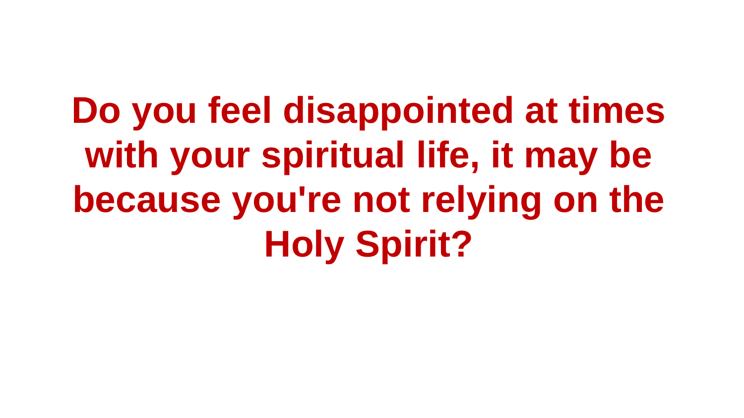**Do you feel disappointed at times with your spiritual life, it may be because you're not relying on the Holy Spirit?**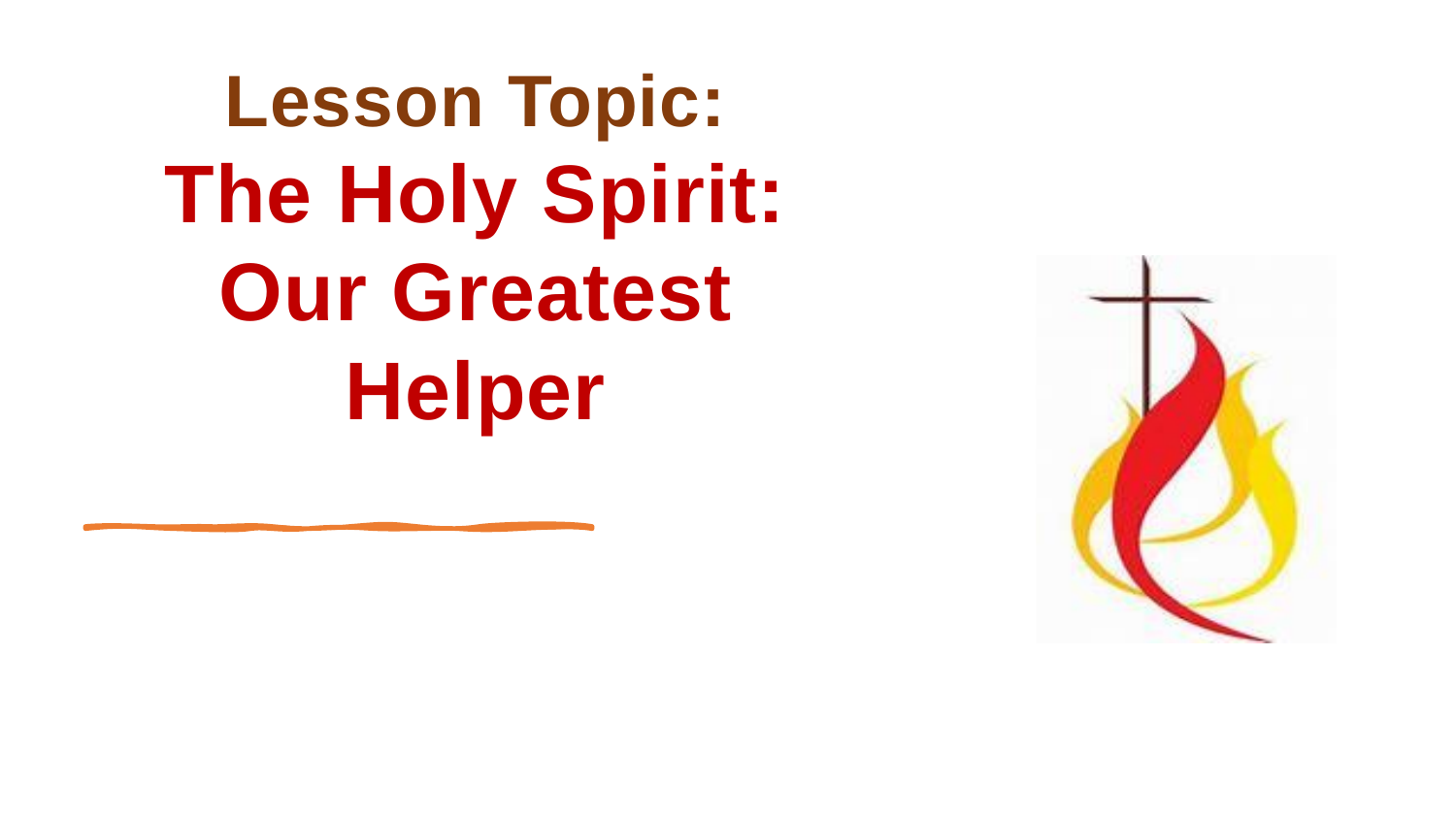# Lesson Topic:

# The Holy Spirit: Our Greatest Helper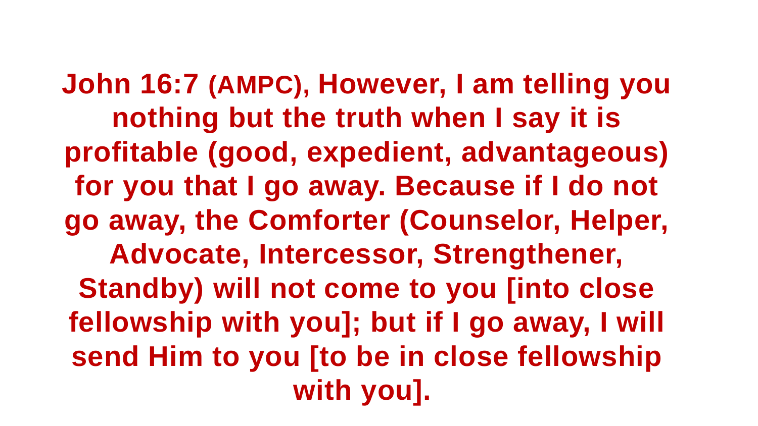**John 16:7 (AMPC), However, I am telling you nothing but the truth when I say it is profitable (good, expedient, advantageous) for you that I go away. Because if I do not go away, the Comforter (Counselor, Helper, Advocate, Intercessor, Strengthener, Standby) will not come to you [into close fellowship with you]; but if I go away, I will send Him to you [to be in close fellowship with you].**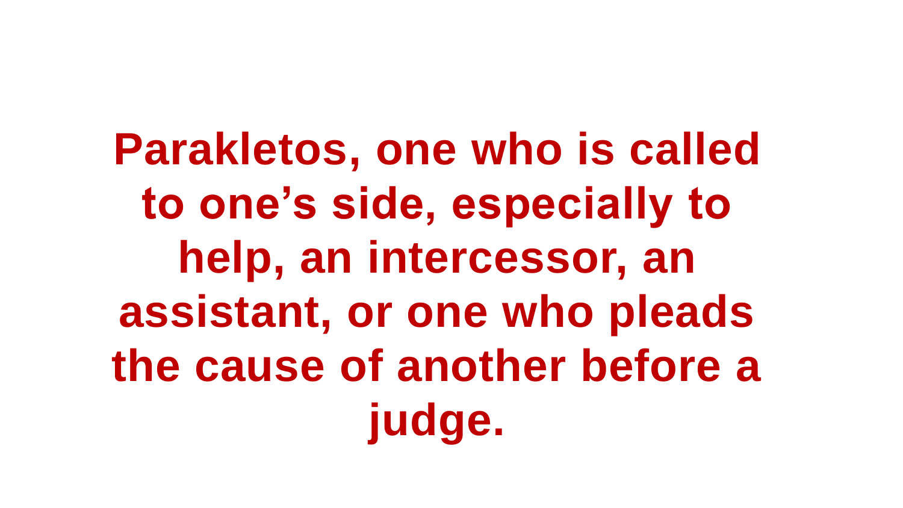**Parakletos, one who is called to one’s side, especially to help, an intercessor, an assistant, or one who pleads the cause of another before a judge.**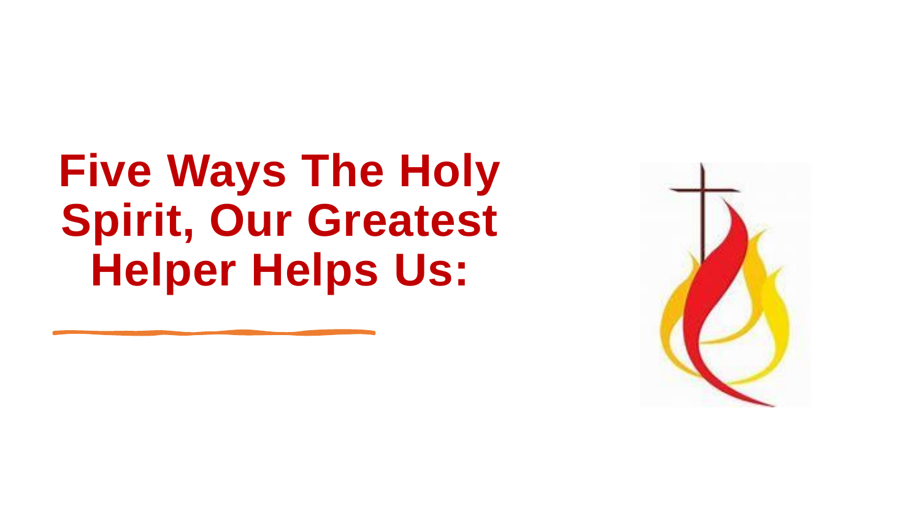# Five Ways The Holy Spirit, Our Greatest Helper Helps Us: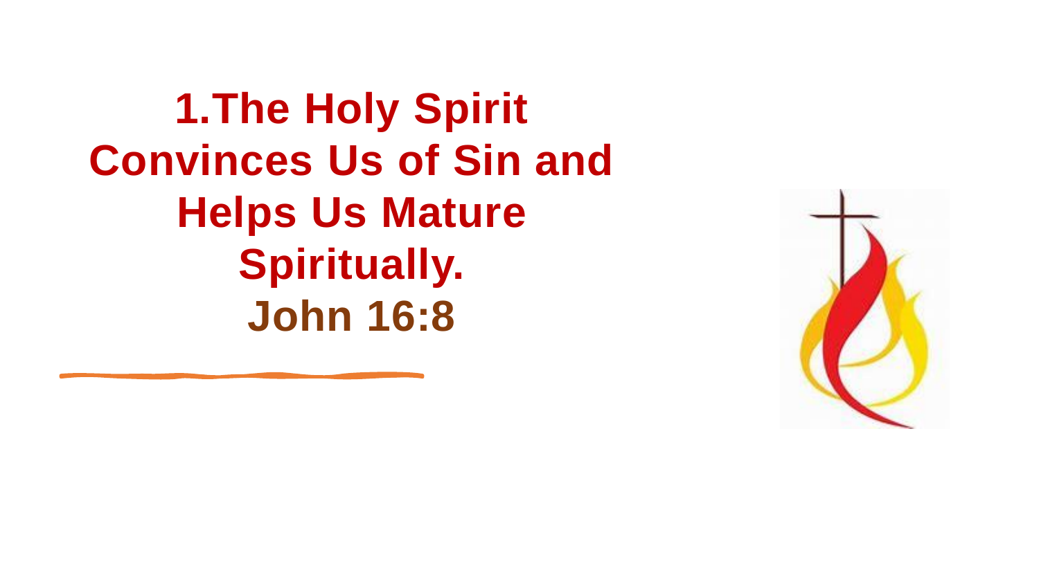# 1.The Holy Spirit Convinces Us of Sin and Helps Us Mature Spiritually.

**John 16:8**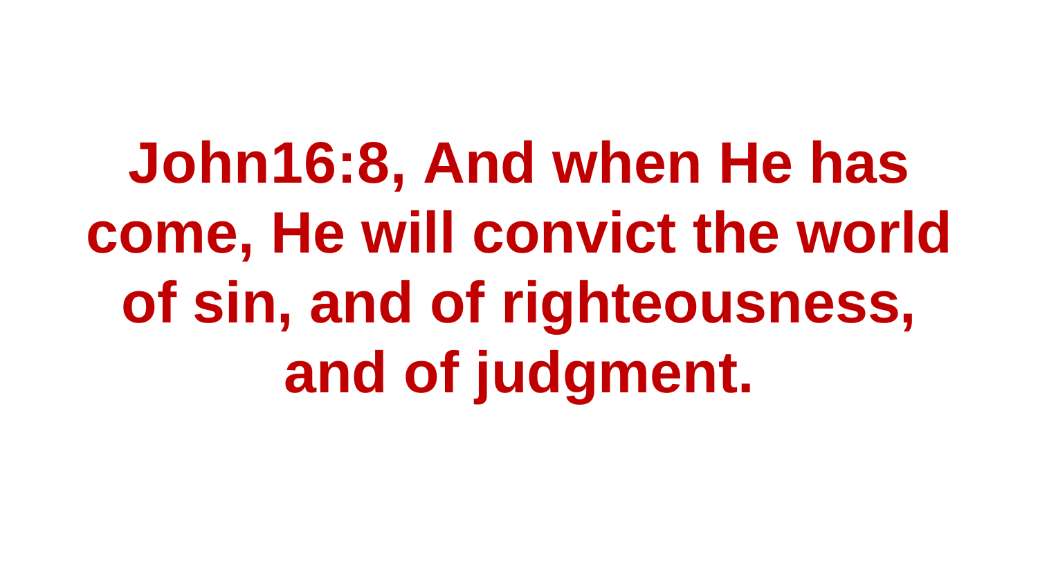**John16:8, And when He has come, He will convict the world of sin, and of righteousness, and of judgment.**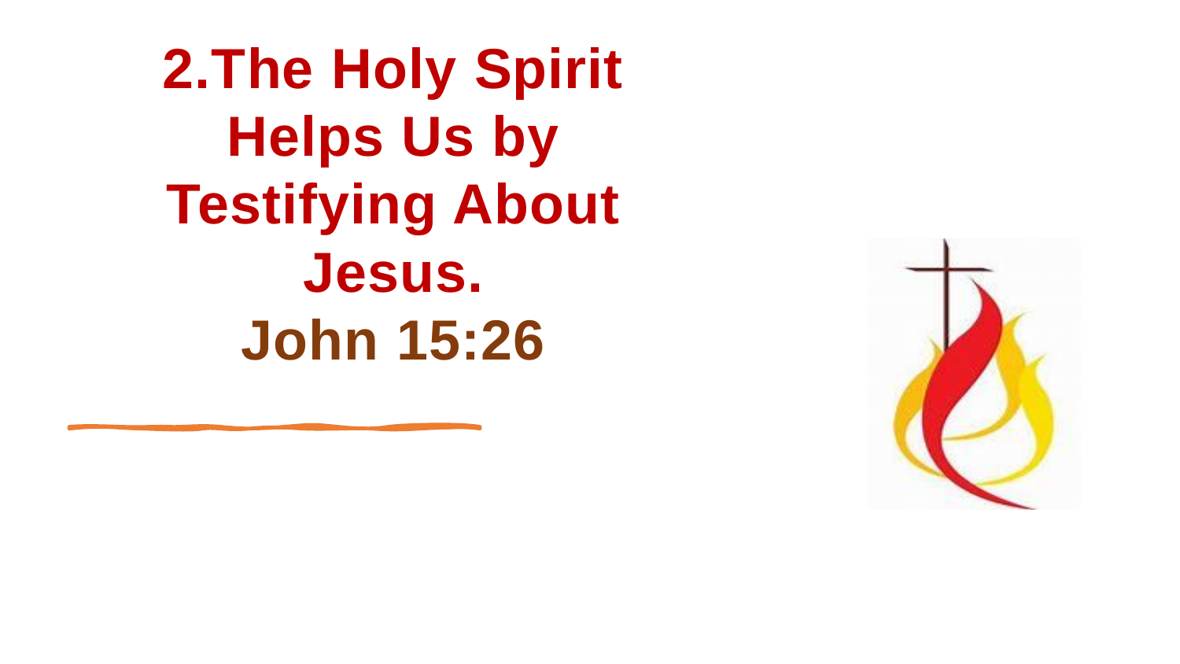# 2.The Holy Spirit Helps Us by Testifying About Jesus.

**John 15:26**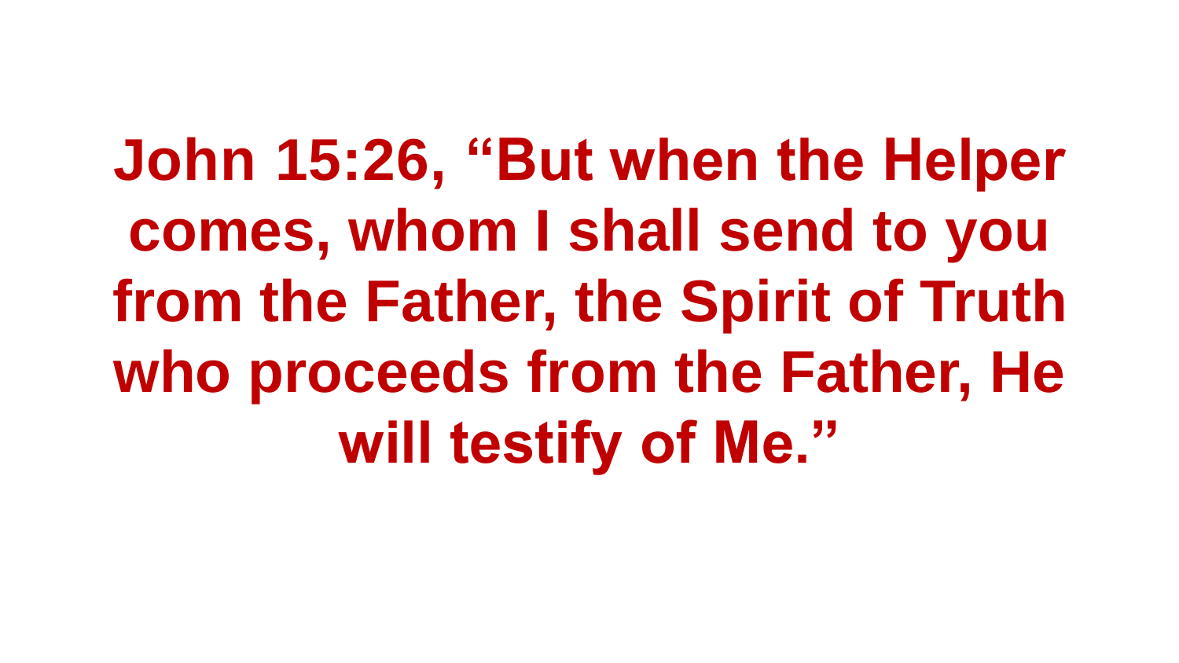**John 15:26, "But when the Helper comes, whom I shall send to you from the Father, the Spirit of Truth who proceeds from the Father, He will testify of Me."**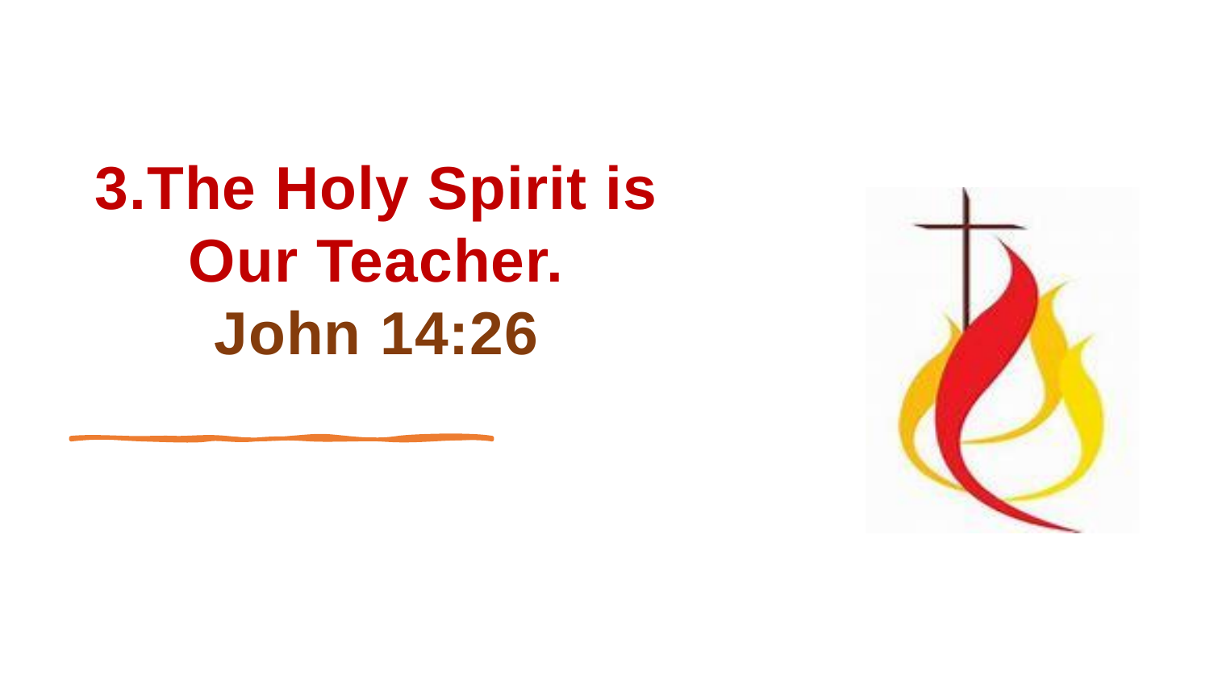# 3.The Holy Spirit is Our Teacher.

## John 14:26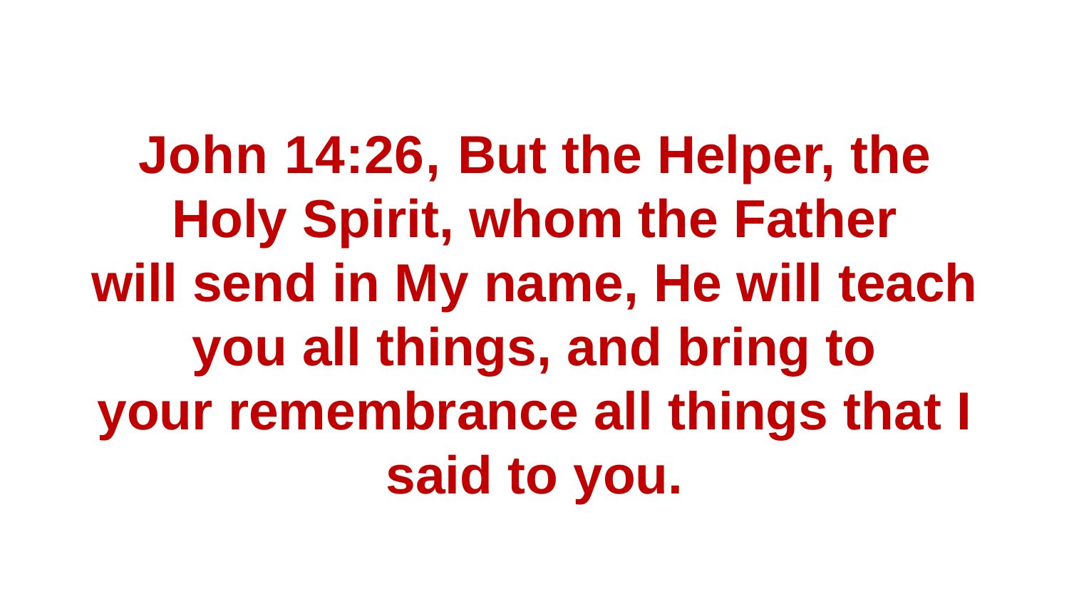**John 14:26, But the Helper, the Holy Spirit, whom the Father will send in My name, He will teach you all things, and bring to your remembrance all things that I said to you.**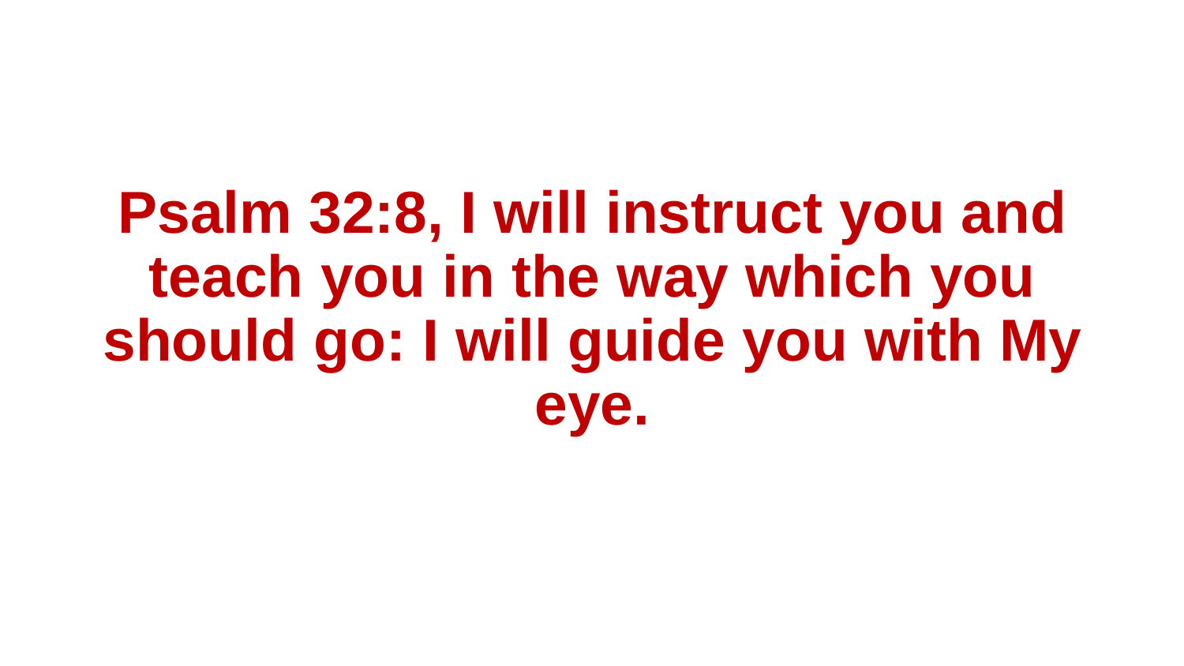**Psalm 32:8, I will instruct you and teach you in the way which you should go: I will guide you with My eye.**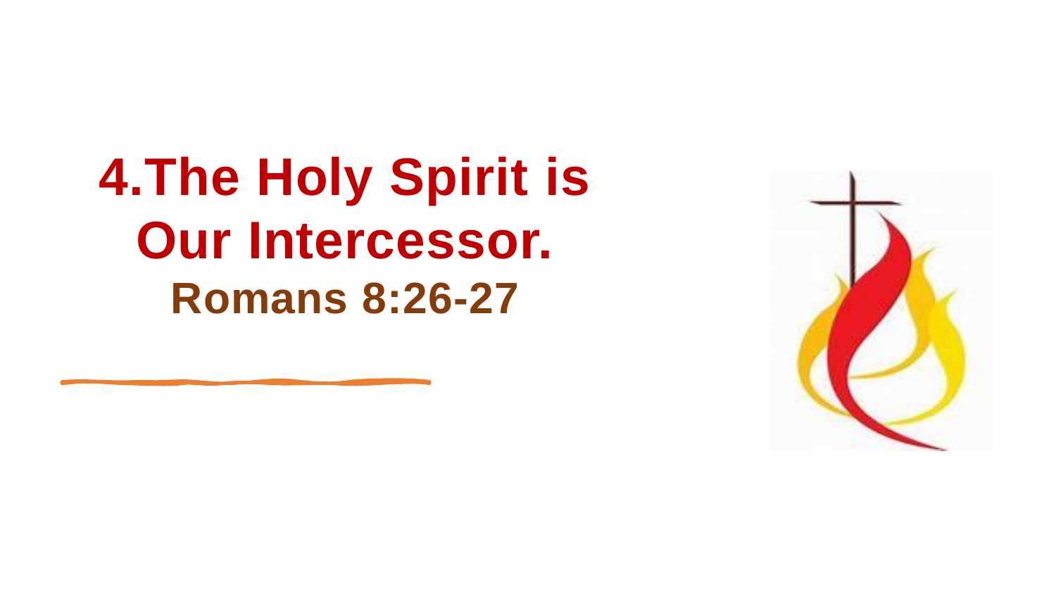# 4.The Holy Spirit is Our Intercessor.

## Romans 8:26-27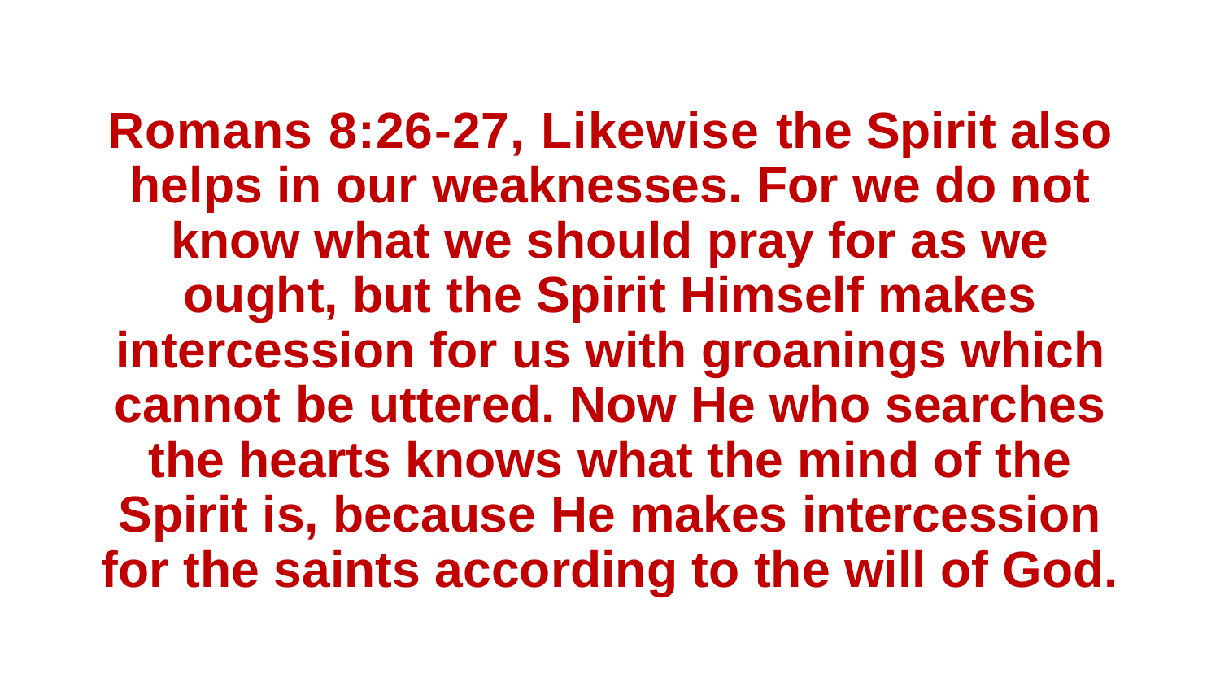**Romans 8:26-27, Likewise the Spirit also helps in our weaknesses. For we do not know what we should pray for as we ought, but the Spirit Himself makes intercession for us with groanings which cannot be uttered. Now He who searches the hearts knows what the mind of the Spirit is, because He makes intercession for the saints according to the will of God.**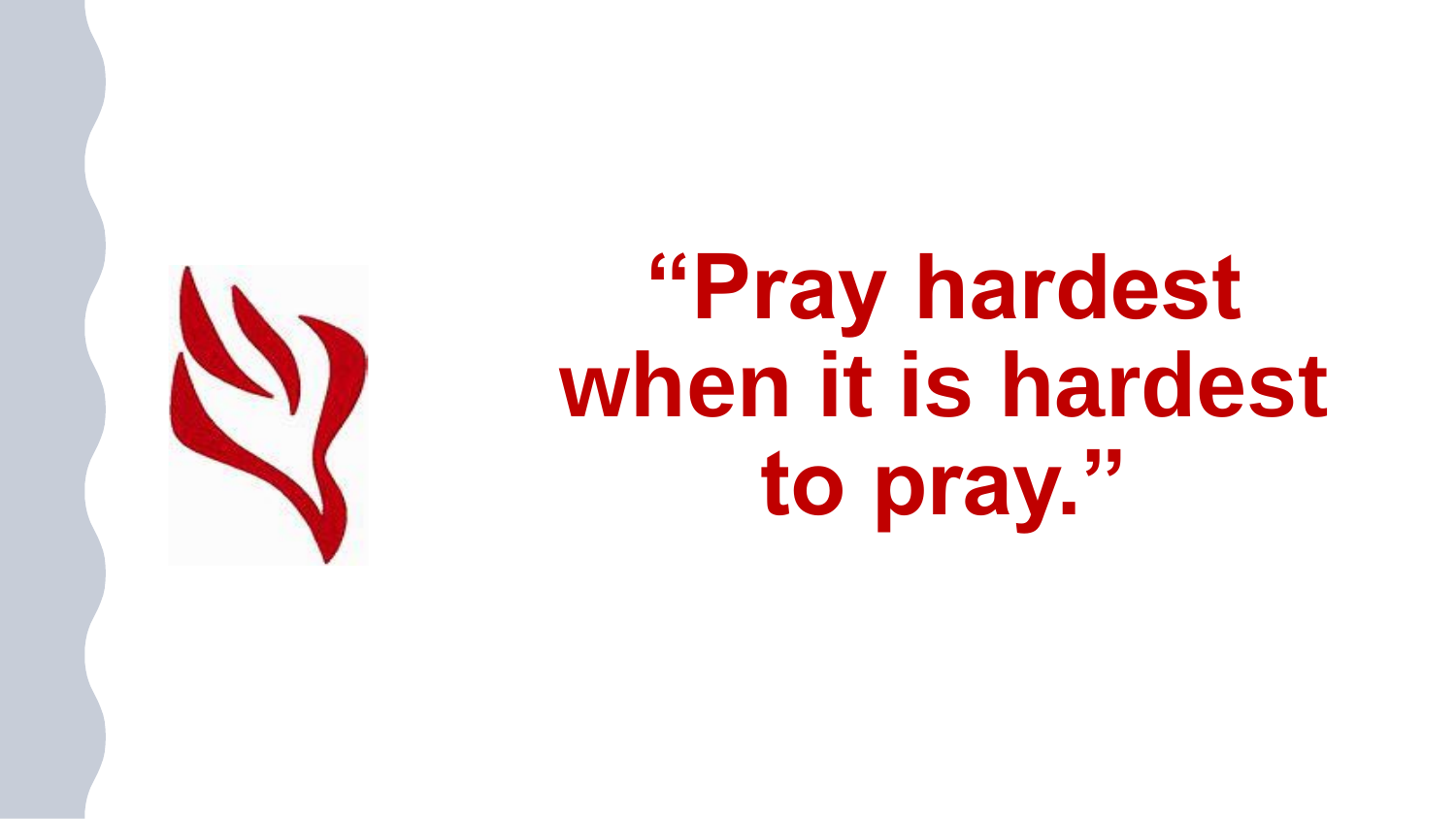# "Pray hardest when it is hardest to pray."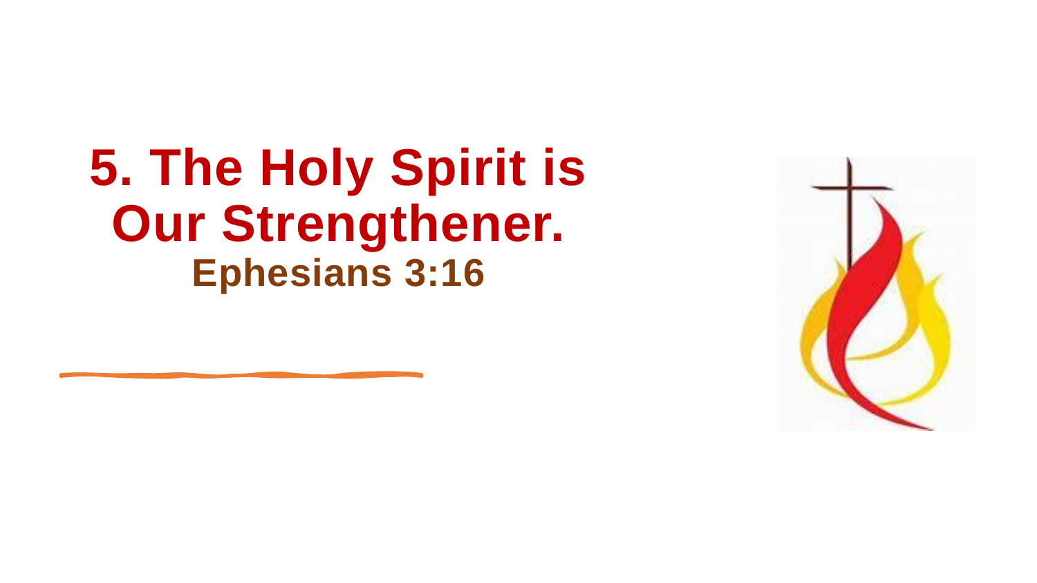# 5. The Holy Spirit is Our Strengthener.

**Ephesians 3:16**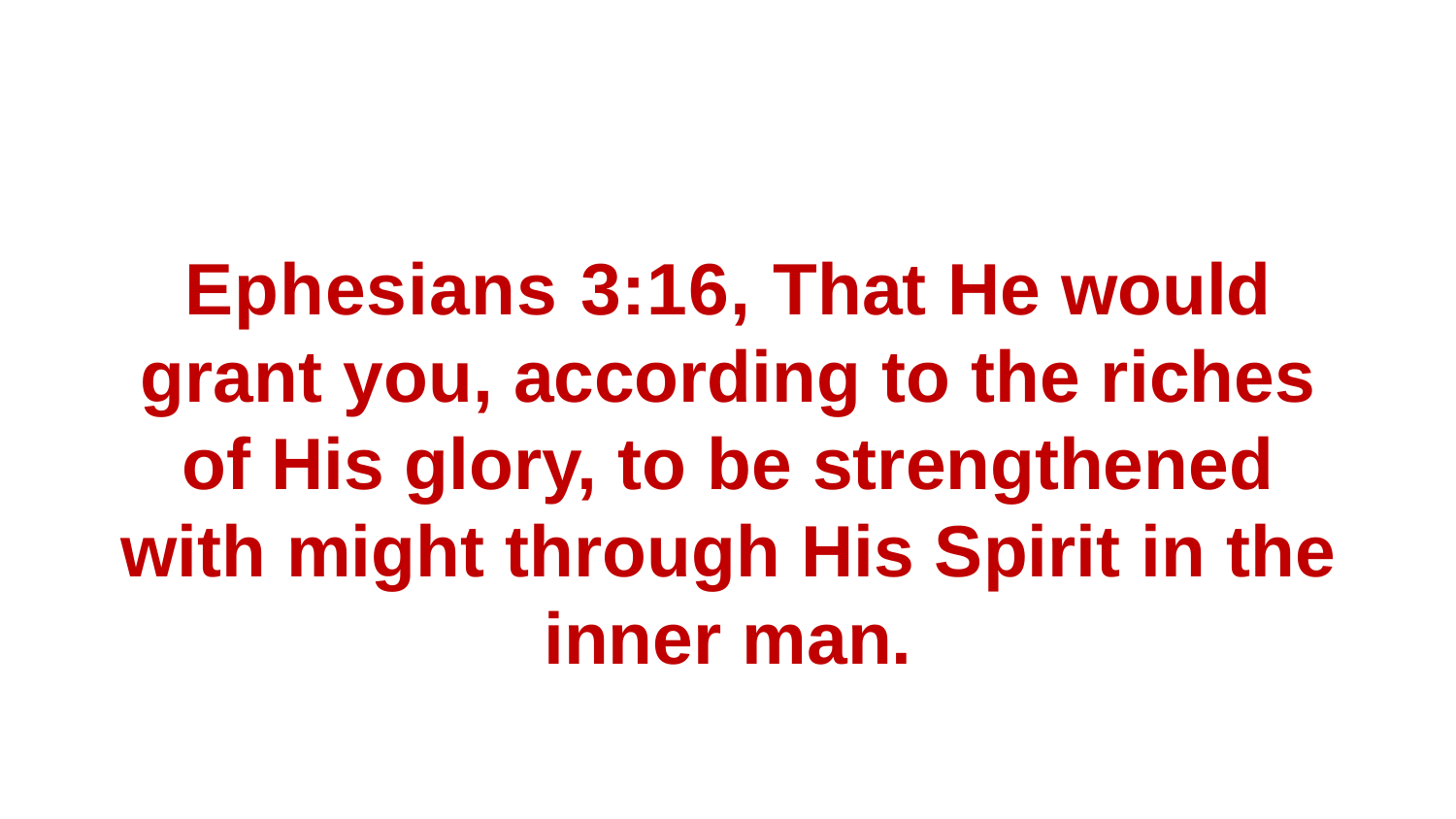**Ephesians 3:16, That He would grant you, according to the riches of His glory, to be strengthened with might through His Spirit in the inner man.**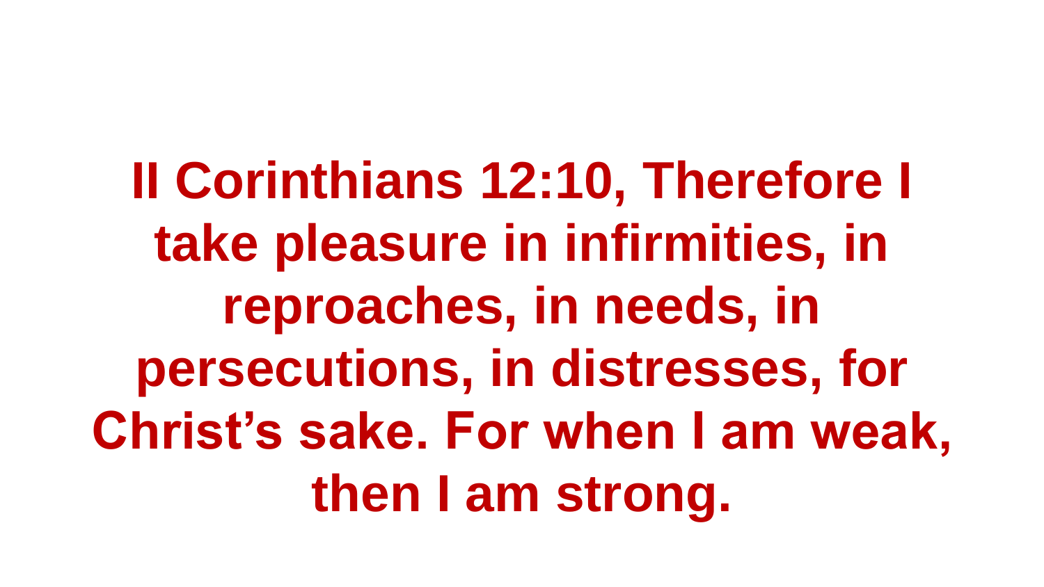**II Corinthians 12:10, Therefore I take pleasure in infirmities, in reproaches, in needs, in persecutions, in distresses, for Christ’s sake. For when I am weak, then I am strong.**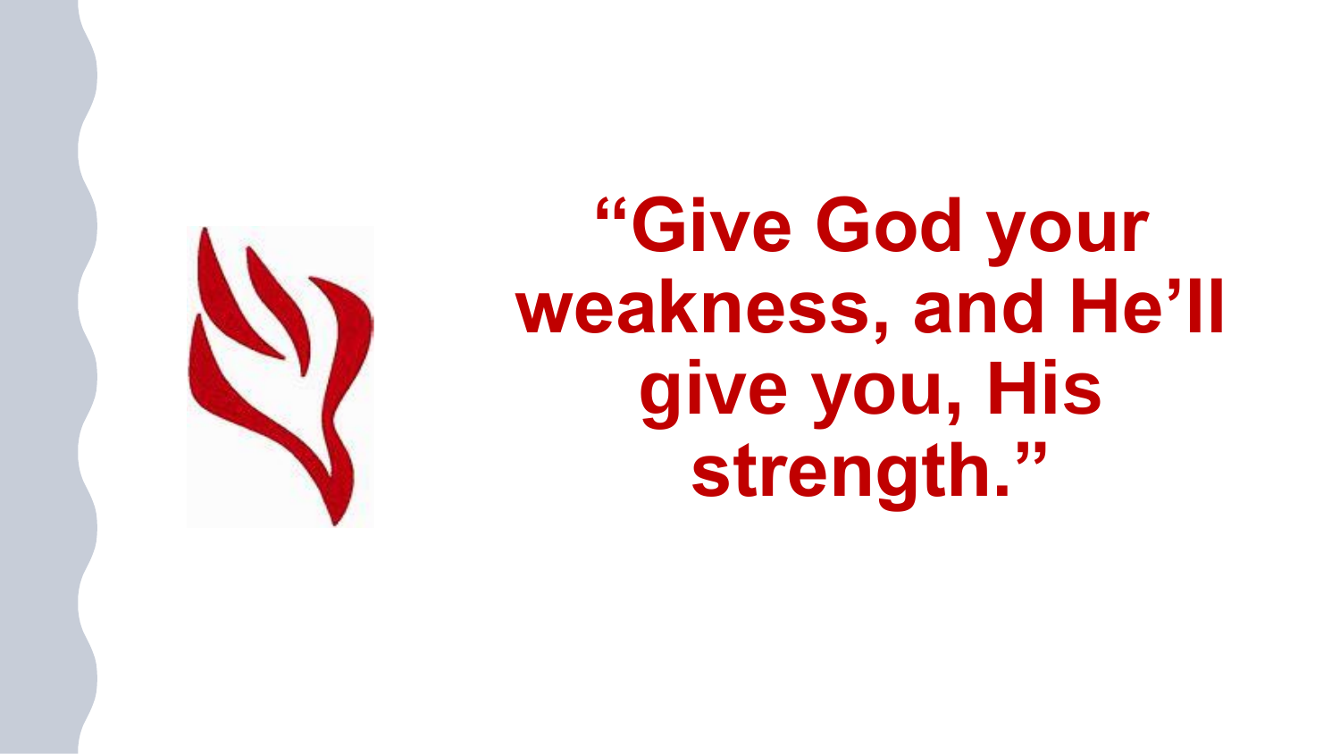**“Give God your weakness, and He’ll give you, His strength.”**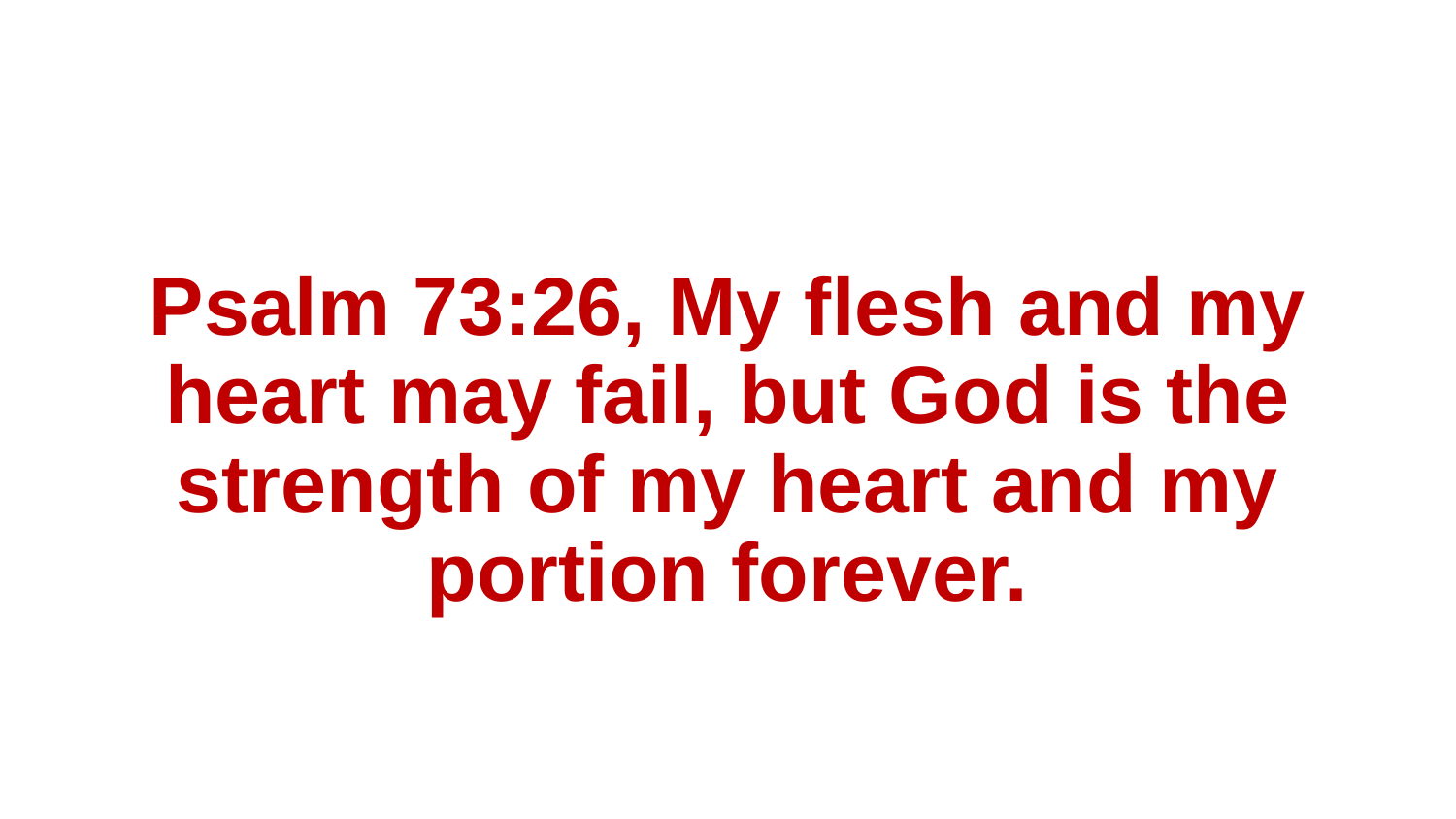**Psalm 73:26, My flesh and my heart may fail, but God is the strength of my heart and my portion forever.**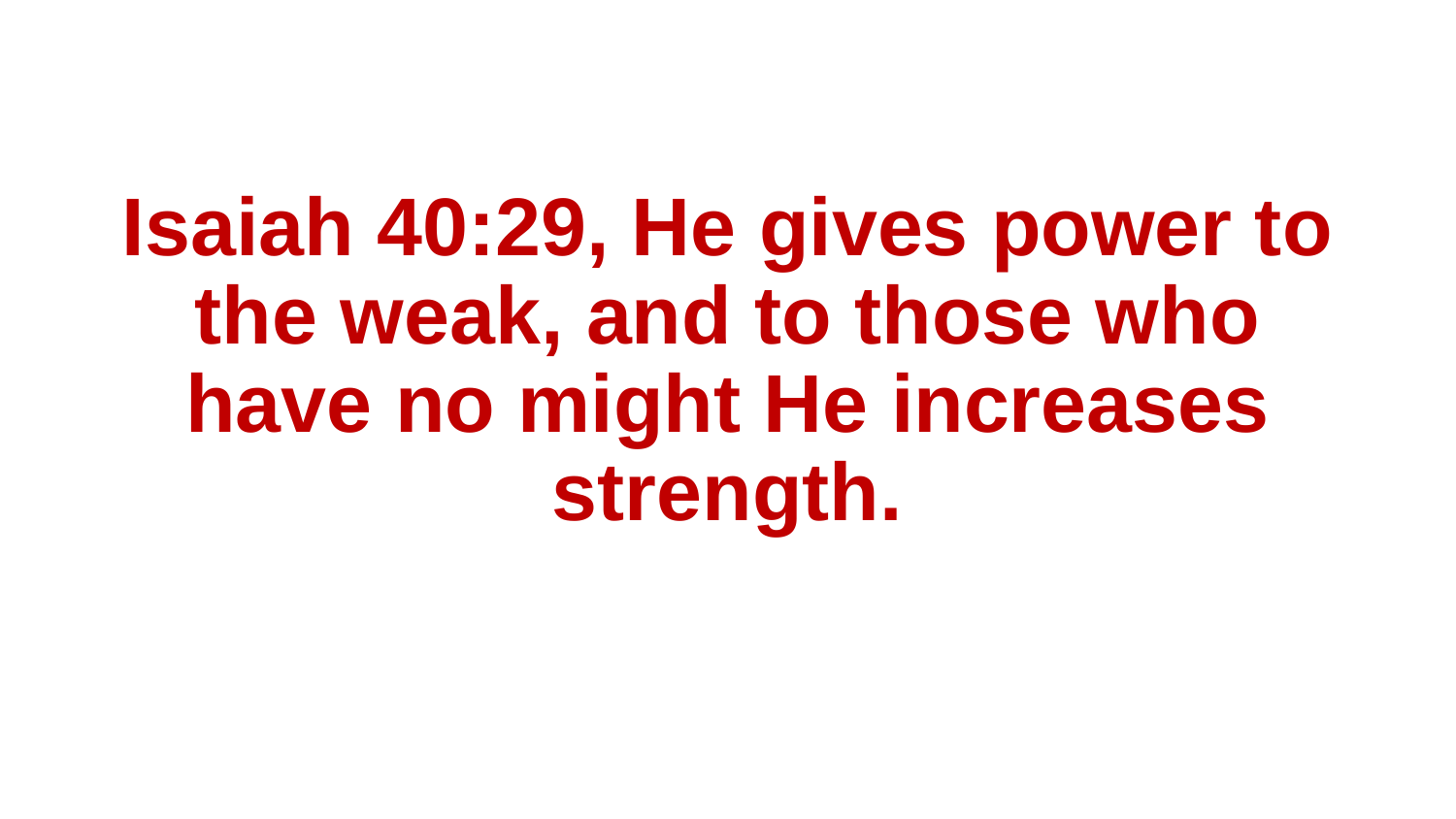**Isaiah 40:29, He gives power to the weak, and to those who have no might He increases strength.**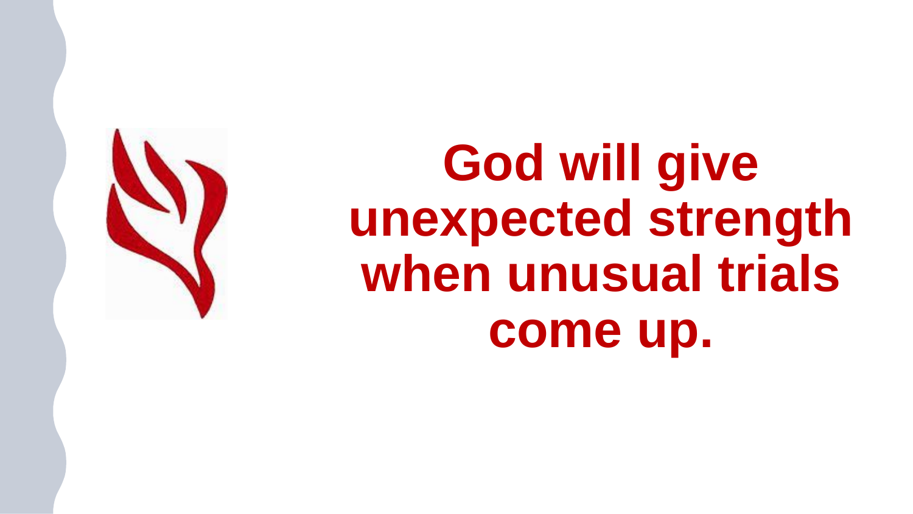**God will give unexpected strength when unusual trials come up.**